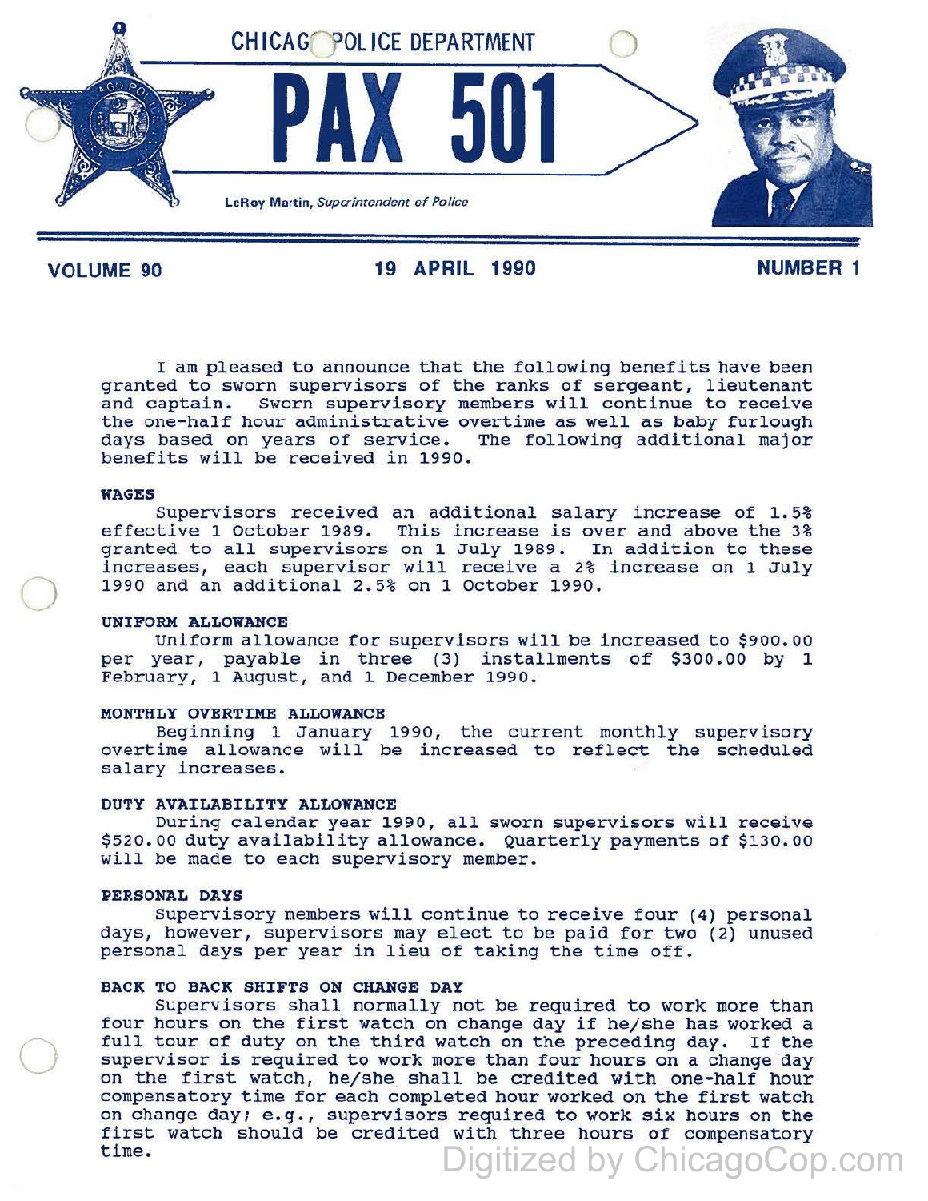# CHICAGO POLICE DEPARTMENT

# PAX 501

LeRoy Martin, *Superintendent of Police*

**VOLUME 90** — **19 APRIL 1990** — **NUMBER 1**

I am pleased to announce that the following benefits have been granted to sworn supervisors of the ranks of sergeant, lieutenant and captain. Sworn supervisory members will continue to receive the one-half hour administrative overtime as well as baby furlough days based on years of service. The following additional major benefits will be received in 1990.

**WAGES**

Supervisors received an additional salary increase of 1.5% effective 1 October 1989. This increase is over and above the 3% granted to all supervisors on 1 July 1989. In addition to these increases, each supervisor will receive a 2% increase on 1 July 1990 and an additional 2.5% on 1 October 1990.

**UNIFORM ALLOWANCE**

Uniform allowance for supervisors will be increased to $900.00 per year, payable in three (3) installments of $300.00 by 1 February, 1 August, and 1 December 1990.

**MONTHLY OVERTIME ALLOWANCE**

Beginning 1 January 1990, the current monthly supervisory overtime allowance will be increased to reflect the scheduled salary increases.

**DUTY AVAILABILITY ALLOWANCE**

During calendar year 1990, all sworn supervisors will receive $520.00 duty availability allowance. Quarterly payments of $130.00 will be made to each supervisory member.

**PERSONAL DAYS**

Supervisory members will continue to receive four (4) personal days, however, supervisors may elect to be paid for two (2) unused personal days per year in lieu of taking the time off.

**BACK TO BACK SHIFTS ON CHANGE DAY**

Supervisors shall normally not be required to work more than four hours on the first watch on change day if he/she has worked a full tour of duty on the third watch on the preceding day. If the supervisor is required to work more than four hours on a change day on the first watch, he/she shall be credited with one-half hour compensatory time for each completed hour worked on the first watch on change day; e.g., supervisors required to work six hours on the first watch should be credited with three hours of compensatory time.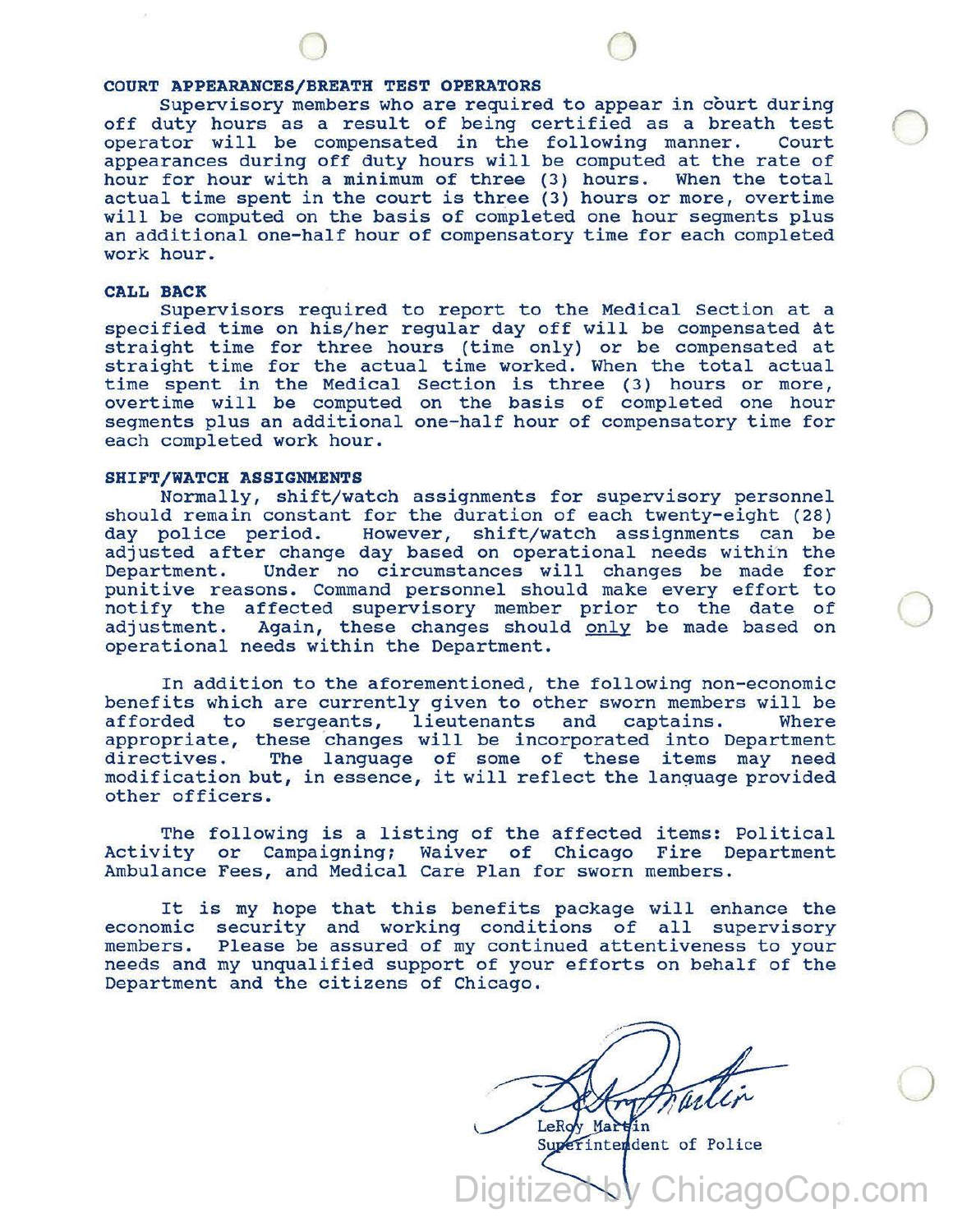**COURT APPEARANCES/BREATH TEST OPERATORS**

Supervisory members who are required to appear in court during off duty hours as a result of being certified as a breath test operator will be compensated in the following manner. Court appearances during off duty hours will be computed at the rate of hour for hour with a minimum of three (3) hours. When the total actual time spent in the court is three (3) hours or more, overtime will be computed on the basis of completed one hour segments plus an additional one-half hour of compensatory time for each completed work hour.

**CALL BACK**

Supervisors required to report to the Medical Section at a specified time on his/her regular day off will be compensated at straight time for three hours (time only) or be compensated at straight time for the actual time worked. When the total actual time spent in the Medical Section is three (3) hours or more, overtime will be computed on the basis of completed one hour segments plus an additional one-half hour of compensatory time for each completed work hour.

**SHIFT/WATCH ASSIGNMENTS**

Normally, shift/watch assignments for supervisory personnel should remain constant for the duration of each twenty-eight (28) day police period. However, shift/watch assignments can be adjusted after change day based on operational needs within the Department. Under no circumstances will changes be made for punitive reasons. Command personnel should make every effort to notify the affected supervisory member prior to the date of adjustment. Again, these changes should only be made based on operational needs within the Department.

In addition to the aforementioned, the following non-economic benefits which are currently given to other sworn members will be afforded to sergeants, lieutenants and captains. Where appropriate, these changes will be incorporated into Department directives. The language of some of these items may need modification but, in essence, it will reflect the language provided other officers.

The following is a listing of the affected items: Political Activity or Campaigning; Waiver of Chicago Fire Department Ambulance Fees, and Medical Care Plan for sworn members.

It is my hope that this benefits package will enhance the economic security and working conditions of all supervisory members. Please be assured of my continued attentiveness to your needs and my unqualified support of your efforts on behalf of the Department and the citizens of Chicago.

LeRoy Martin
Superintendent of Police